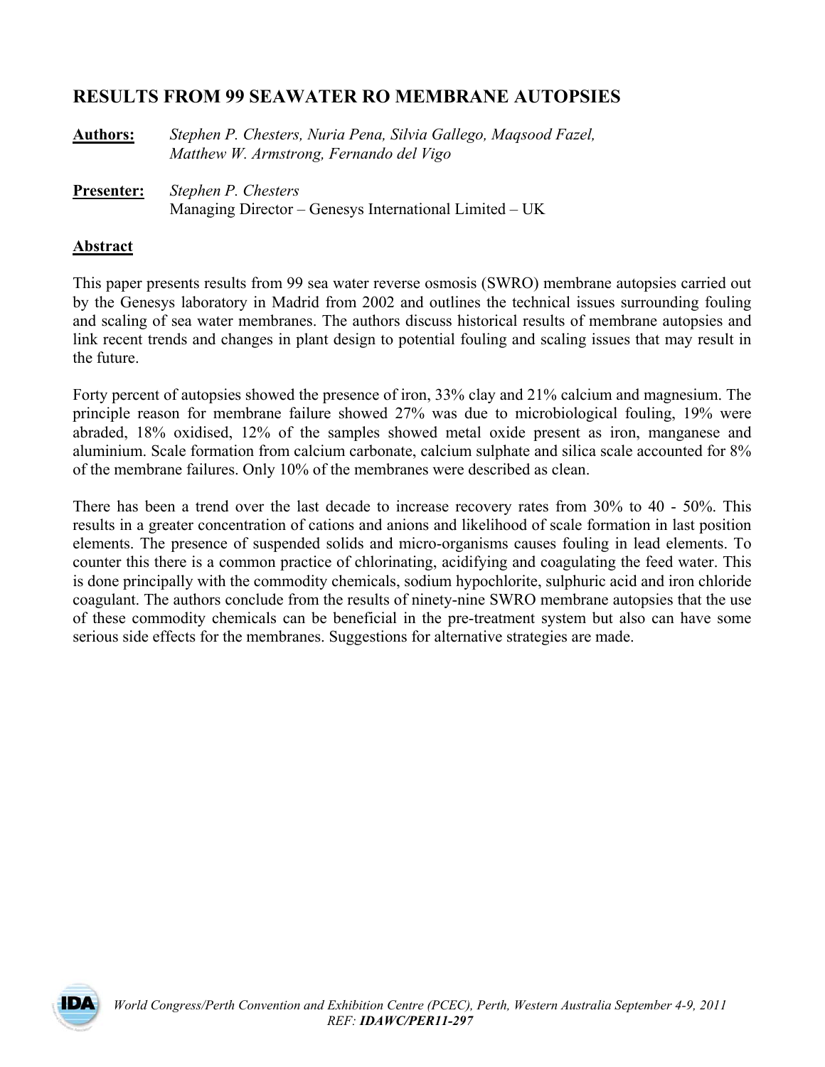# RESULTS FROM 99 SEAWATER RO MEMBRANE AUTOPSIES

**Authors:** *Stephen P. Chesters, Nuria Pena, Silvia Gallego, Maqsood Fazel, Matthew W. Armstrong, Fernando del Vigo*

**Presenter:** *Stephen P. Chesters*
Managing Director – Genesys International Limited – UK

## Abstract

This paper presents results from 99 sea water reverse osmosis (SWRO) membrane autopsies carried out by the Genesys laboratory in Madrid from 2002 and outlines the technical issues surrounding fouling and scaling of sea water membranes. The authors discuss historical results of membrane autopsies and link recent trends and changes in plant design to potential fouling and scaling issues that may result in the future.

Forty percent of autopsies showed the presence of iron, 33% clay and 21% calcium and magnesium. The principle reason for membrane failure showed 27% was due to microbiological fouling, 19% were abraded, 18% oxidised, 12% of the samples showed metal oxide present as iron, manganese and aluminium. Scale formation from calcium carbonate, calcium sulphate and silica scale accounted for 8% of the membrane failures. Only 10% of the membranes were described as clean.

There has been a trend over the last decade to increase recovery rates from 30% to 40 - 50%. This results in a greater concentration of cations and anions and likelihood of scale formation in last position elements. The presence of suspended solids and micro-organisms causes fouling in lead elements. To counter this there is a common practice of chlorinating, acidifying and coagulating the feed water. This is done principally with the commodity chemicals, sodium hypochlorite, sulphuric acid and iron chloride coagulant. The authors conclude from the results of ninety-nine SWRO membrane autopsies that the use of these commodity chemicals can be beneficial in the pre-treatment system but also can have some serious side effects for the membranes. Suggestions for alternative strategies are made.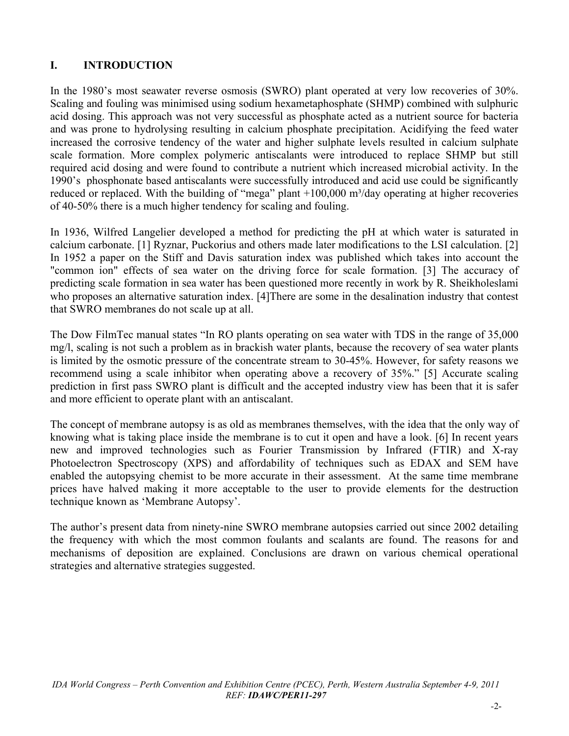## I. INTRODUCTION

In the 1980's most seawater reverse osmosis (SWRO) plant operated at very low recoveries of 30%. Scaling and fouling was minimised using sodium hexametaphosphate (SHMP) combined with sulphuric acid dosing. This approach was not very successful as phosphate acted as a nutrient source for bacteria and was prone to hydrolysing resulting in calcium phosphate precipitation. Acidifying the feed water increased the corrosive tendency of the water and higher sulphate levels resulted in calcium sulphate scale formation. More complex polymeric antiscalants were introduced to replace SHMP but still required acid dosing and were found to contribute a nutrient which increased microbial activity. In the 1990's phosphonate based antiscalants were successfully introduced and acid use could be significantly reduced or replaced. With the building of "mega" plant +100,000 $m^3$/day operating at higher recoveries of 40-50% there is a much higher tendency for scaling and fouling.

In 1936, Wilfred Langelier developed a method for predicting the pH at which water is saturated in calcium carbonate. [1] Ryznar, Puckorius and others made later modifications to the LSI calculation. [2] In 1952 a paper on the Stiff and Davis saturation index was published which takes into account the "common ion" effects of sea water on the driving force for scale formation. [3] The accuracy of predicting scale formation in sea water has been questioned more recently in work by R. Sheikholeslami who proposes an alternative saturation index. [4]There are some in the desalination industry that contest that SWRO membranes do not scale up at all.

The Dow FilmTec manual states "In RO plants operating on sea water with TDS in the range of 35,000 mg/l, scaling is not such a problem as in brackish water plants, because the recovery of sea water plants is limited by the osmotic pressure of the concentrate stream to 30-45%. However, for safety reasons we recommend using a scale inhibitor when operating above a recovery of 35%." [5] Accurate scaling prediction in first pass SWRO plant is difficult and the accepted industry view has been that it is safer and more efficient to operate plant with an antiscalant.

The concept of membrane autopsy is as old as membranes themselves, with the idea that the only way of knowing what is taking place inside the membrane is to cut it open and have a look. [6] In recent years new and improved technologies such as Fourier Transmission by Infrared (FTIR) and X-ray Photoelectron Spectroscopy (XPS) and affordability of techniques such as EDAX and SEM have enabled the autopsying chemist to be more accurate in their assessment. At the same time membrane prices have halved making it more acceptable to the user to provide elements for the destruction technique known as 'Membrane Autopsy'.

The author's present data from ninety-nine SWRO membrane autopsies carried out since 2002 detailing the frequency with which the most common foulants and scalants are found. The reasons for and mechanisms of deposition are explained. Conclusions are drawn on various chemical operational strategies and alternative strategies suggested.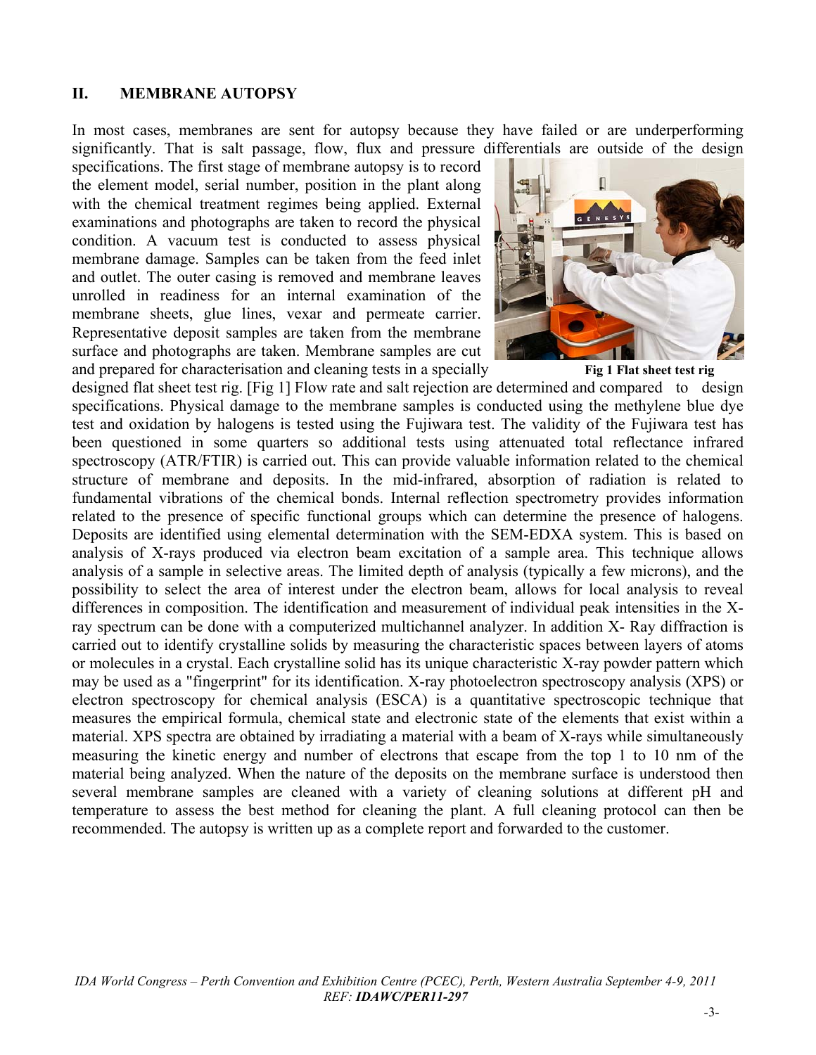## II. MEMBRANE AUTOPSY

In most cases, membranes are sent for autopsy because they have failed or are underperforming significantly. That is salt passage, flow, flux and pressure differentials are outside of the design specifications. The first stage of membrane autopsy is to record the element model, serial number, position in the plant along with the chemical treatment regimes being applied. External examinations and photographs are taken to record the physical condition. A vacuum test is conducted to assess physical membrane damage. Samples can be taken from the feed inlet and outlet. The outer casing is removed and membrane leaves unrolled in readiness for an internal examination of the membrane sheets, glue lines, vexar and permeate carrier. Representative deposit samples are taken from the membrane surface and photographs are taken. Membrane samples are cut and prepared for characterisation and cleaning tests in a specially designed flat sheet test rig. [Fig 1] Flow rate and salt rejection are determined and compared to design specifications. Physical damage to the membrane samples is conducted using the methylene blue dye test and oxidation by halogens is tested using the Fujiwara test. The validity of the Fujiwara test has been questioned in some quarters so additional tests using attenuated total reflectance infrared spectroscopy (ATR/FTIR) is carried out. This can provide valuable information related to the chemical structure of membrane and deposits. In the mid-infrared, absorption of radiation is related to fundamental vibrations of the chemical bonds. Internal reflection spectrometry provides information related to the presence of specific functional groups which can determine the presence of halogens. Deposits are identified using elemental determination with the SEM-EDXA system. This is based on analysis of X-rays produced via electron beam excitation of a sample area. This technique allows analysis of a sample in selective areas. The limited depth of analysis (typically a few microns), and the possibility to select the area of interest under the electron beam, allows for local analysis to reveal differences in composition. The identification and measurement of individual peak intensities in the X-ray spectrum can be done with a computerized multichannel analyzer. In addition X- Ray diffraction is carried out to identify crystalline solids by measuring the characteristic spaces between layers of atoms or molecules in a crystal. Each crystalline solid has its unique characteristic X-ray powder pattern which may be used as a "fingerprint" for its identification. X-ray photoelectron spectroscopy analysis (XPS) or electron spectroscopy for chemical analysis (ESCA) is a quantitative spectroscopic technique that measures the empirical formula, chemical state and electronic state of the elements that exist within a material. XPS spectra are obtained by irradiating a material with a beam of X-rays while simultaneously measuring the kinetic energy and number of electrons that escape from the top 1 to 10 nm of the material being analyzed. When the nature of the deposits on the membrane surface is understood then several membrane samples are cleaned with a variety of cleaning solutions at different pH and temperature to assess the best method for cleaning the plant. A full cleaning protocol can then be recommended. The autopsy is written up as a complete report and forwarded to the customer.

**Fig 1 Flat sheet test rig**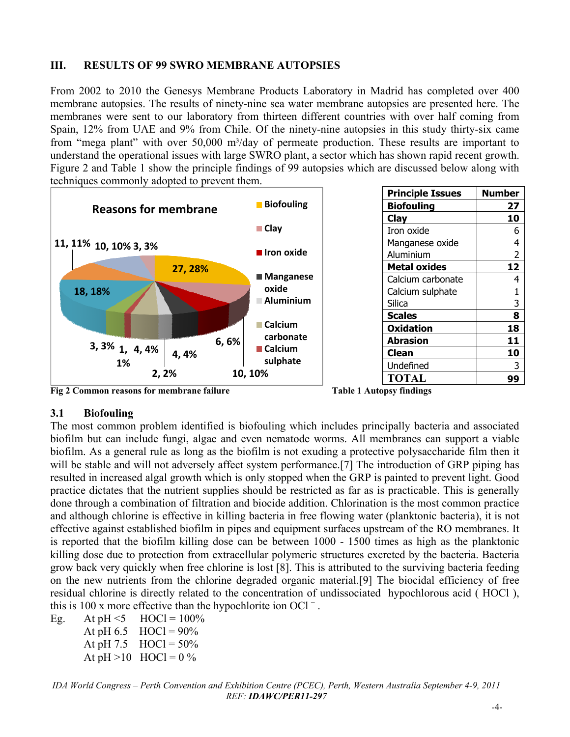## III. RESULTS OF 99 SWRO MEMBRANE AUTOPSIES

From 2002 to 2010 the Genesys Membrane Products Laboratory in Madrid has completed over 400 membrane autopsies. The results of ninety-nine sea water membrane autopsies are presented here. The membranes were sent to our laboratory from thirteen different countries with over half coming from Spain, 12% from UAE and 9% from Chile. Of the ninety-nine autopsies in this study thirty-six came from "mega plant" with over 50,000 m³/day of permeate production. These results are important to understand the operational issues with large SWRO plant, a sector which has shown rapid recent growth. Figure 2 and Table 1 show the principle findings of 99 autopsies which are discussed below along with techniques commonly adopted to prevent them.

Fig 2 Common reasons for membrane failure

| Principle Issues | Number |
|---|---|
| **Biofouling** | **27** |
| **Clay** | **10** |
| Iron oxide | 6 |
| Manganese oxide | 4 |
| Aluminium | 2 |
| **Metal oxides** | **12** |
| Calcium carbonate | 4 |
| Calcium sulphate | 1 |
| Silica | 3 |
| **Scales** | **8** |
| **Oxidation** | **18** |
| **Abrasion** | **11** |
| **Clean** | **10** |
| Undefined | 3 |
| **TOTAL** | **99** |

Table 1 Autopsy findings

### 3.1 Biofouling

The most common problem identified is biofouling which includes principally bacteria and associated biofilm but can include fungi, algae and even nematode worms. All membranes can support a viable biofilm. As a general rule as long as the biofilm is not exuding a protective polysaccharide film then it will be stable and will not adversely affect system performance.[7] The introduction of GRP piping has resulted in increased algal growth which is only stopped when the GRP is painted to prevent light. Good practice dictates that the nutrient supplies should be restricted as far as is practicable. This is generally done through a combination of filtration and biocide addition. Chlorination is the most common practice and although chlorine is effective in killing bacteria in free flowing water (planktonic bacteria), it is not effective against established biofilm in pipes and equipment surfaces upstream of the RO membranes. It is reported that the biofilm killing dose can be between 1000 - 1500 times as high as the planktonic killing dose due to protection from extracellular polymeric structures excreted by the bacteria. Bacteria grow back very quickly when free chlorine is lost [8]. This is attributed to the surviving bacteria feeding on the new nutrients from the chlorine degraded organic material.[9] The biocidal efficiency of free residual chlorine is directly related to the concentration of undissociated hypochlorous acid ( HOCl ), this is 100 x more effective than the hypochlorite ion $OCl^-$.

Eg.
- At pH <5 HOCl = 100%
- At pH 6.5 HOCl = 90%
- At pH 7.5 HOCl = 50%
- At pH >10 HOCl = 0 %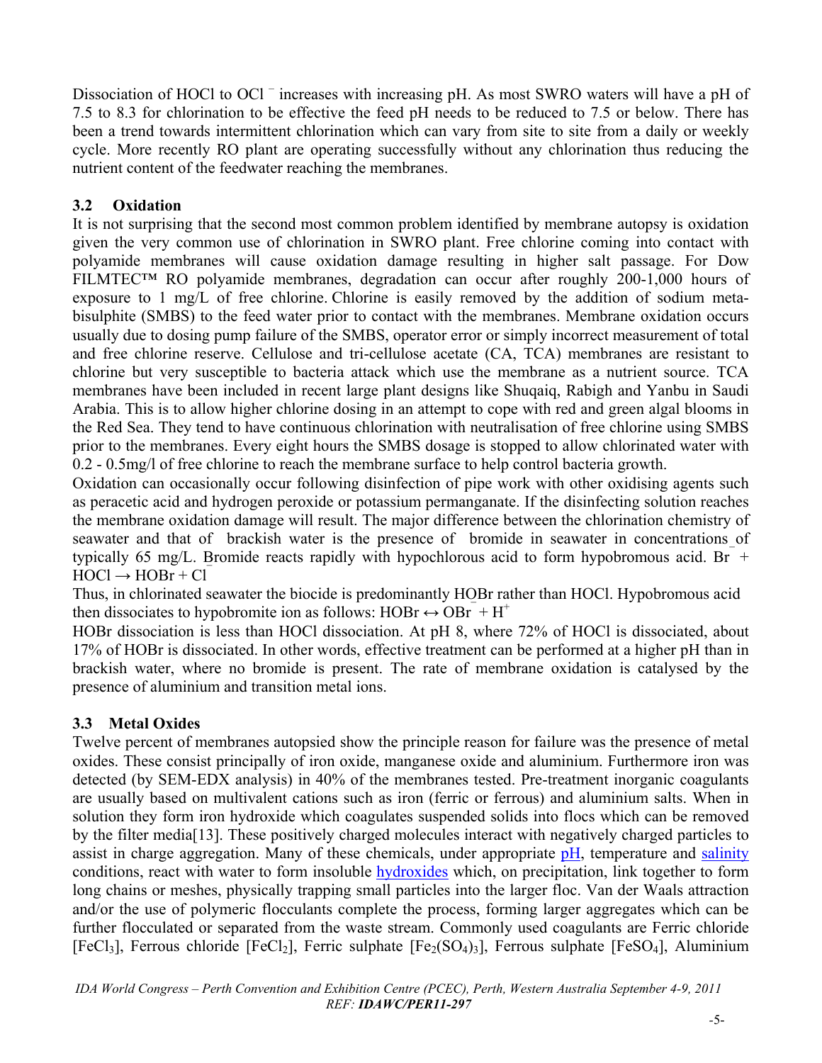Dissociation of HOCl to $OCl^-$ increases with increasing pH. As most SWRO waters will have a pH of 7.5 to 8.3 for chlorination to be effective the feed pH needs to be reduced to 7.5 or below. There has been a trend towards intermittent chlorination which can vary from site to site from a daily or weekly cycle. More recently RO plant are operating successfully without any chlorination thus reducing the nutrient content of the feedwater reaching the membranes.

### 3.2 Oxidation

It is not surprising that the second most common problem identified by membrane autopsy is oxidation given the very common use of chlorination in SWRO plant. Free chlorine coming into contact with polyamide membranes will cause oxidation damage resulting in higher salt passage. For Dow FILMTEC™ RO polyamide membranes, degradation can occur after roughly 200-1,000 hours of exposure to 1 mg/L of free chlorine. Chlorine is easily removed by the addition of sodium meta-bisulphite (SMBS) to the feed water prior to contact with the membranes. Membrane oxidation occurs usually due to dosing pump failure of the SMBS, operator error or simply incorrect measurement of total and free chlorine reserve. Cellulose and tri-cellulose acetate (CA, TCA) membranes are resistant to chlorine but very susceptible to bacteria attack which use the membrane as a nutrient source. TCA membranes have been included in recent large plant designs like Shuqaiq, Rabigh and Yanbu in Saudi Arabia. This is to allow higher chlorine dosing in an attempt to cope with red and green algal blooms in the Red Sea. They tend to have continuous chlorination with neutralisation of free chlorine using SMBS prior to the membranes. Every eight hours the SMBS dosage is stopped to allow chlorinated water with 0.2 - 0.5mg/l of free chlorine to reach the membrane surface to help control bacteria growth.

Oxidation can occasionally occur following disinfection of pipe work with other oxidising agents such as peracetic acid and hydrogen peroxide or potassium permanganate. If the disinfecting solution reaches the membrane oxidation damage will result. The major difference between the chlorination chemistry of seawater and that of brackish water is the presence of bromide in seawater in concentrations of typically 65 mg/L. Bromide reacts rapidly with hypochlorous acid to form hypobromous acid. $Br^- + HOCl \rightarrow HOBr + Cl^-$

Thus, in chlorinated seawater the biocide is predominantly HOBr rather than HOCl. Hypobromous acid then dissociates to hypobromite ion as follows: $HOBr \leftrightarrow OBr^- + H^+$

HOBr dissociation is less than HOCl dissociation. At pH 8, where 72% of HOCl is dissociated, about 17% of HOBr is dissociated. In other words, effective treatment can be performed at a higher pH than in brackish water, where no bromide is present. The rate of membrane oxidation is catalysed by the presence of aluminium and transition metal ions.

### 3.3 Metal Oxides

Twelve percent of membranes autopsied show the principle reason for failure was the presence of metal oxides. These consist principally of iron oxide, manganese oxide and aluminium. Furthermore iron was detected (by SEM-EDX analysis) in 40% of the membranes tested. Pre-treatment inorganic coagulants are usually based on multivalent cations such as iron (ferric or ferrous) and aluminium salts. When in solution they form iron hydroxide which coagulates suspended solids into flocs which can be removed by the filter media[13]. These positively charged molecules interact with negatively charged particles to assist in charge aggregation. Many of these chemicals, under appropriate pH, temperature and salinity conditions, react with water to form insoluble hydroxides which, on precipitation, link together to form long chains or meshes, physically trapping small particles into the larger floc. Van der Waals attraction and/or the use of polymeric flocculants complete the process, forming larger aggregates which can be further flocculated or separated from the waste stream. Commonly used coagulants are Ferric chloride [$FeCl_3$], Ferrous chloride [$FeCl_2$], Ferric sulphate [$Fe_2(SO_4)_3$], Ferrous sulphate [$FeSO_4$], Aluminium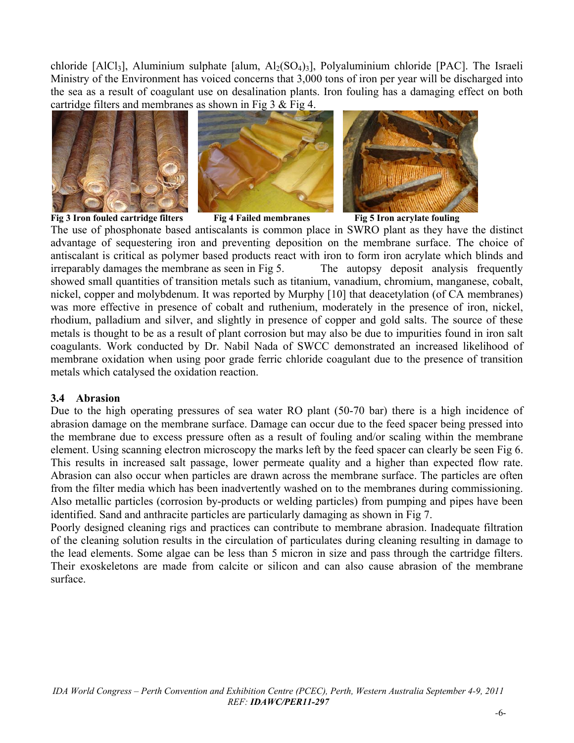chloride [$AlCl_3$], Aluminium sulphate [alum, $Al_2(SO_4)_3$], Polyaluminium chloride [PAC]. The Israeli Ministry of the Environment has voiced concerns that 3,000 tons of iron per year will be discharged into the sea as a result of coagulant use on desalination plants. Iron fouling has a damaging effect on both cartridge filters and membranes as shown in Fig 3 & Fig 4.

**Fig 3 Iron fouled cartridge filters** **Fig 4 Failed membranes** **Fig 5 Iron acrylate fouling**

The use of phosphonate based antiscalants is common place in SWRO plant as they have the distinct advantage of sequestering iron and preventing deposition on the membrane surface. The choice of antiscalant is critical as polymer based products react with iron to form iron acrylate which blinds and irreparably damages the membrane as seen in Fig 5. The autopsy deposit analysis frequently showed small quantities of transition metals such as titanium, vanadium, chromium, manganese, cobalt, nickel, copper and molybdenum. It was reported by Murphy [10] that deacetylation (of CA membranes) was more effective in presence of cobalt and ruthenium, moderately in the presence of iron, nickel, rhodium, palladium and silver, and slightly in presence of copper and gold salts. The source of these metals is thought to be as a result of plant corrosion but may also be due to impurities found in iron salt coagulants. Work conducted by Dr. Nabil Nada of SWCC demonstrated an increased likelihood of membrane oxidation when using poor grade ferric chloride coagulant due to the presence of transition metals which catalysed the oxidation reaction.

### 3.4 Abrasion

Due to the high operating pressures of sea water RO plant (50-70 bar) there is a high incidence of abrasion damage on the membrane surface. Damage can occur due to the feed spacer being pressed into the membrane due to excess pressure often as a result of fouling and/or scaling within the membrane element. Using scanning electron microscopy the marks left by the feed spacer can clearly be seen Fig 6. This results in increased salt passage, lower permeate quality and a higher than expected flow rate. Abrasion can also occur when particles are drawn across the membrane surface. The particles are often from the filter media which has been inadvertently washed on to the membranes during commissioning. Also metallic particles (corrosion by-products or welding particles) from pumping and pipes have been identified. Sand and anthracite particles are particularly damaging as shown in Fig 7.

Poorly designed cleaning rigs and practices can contribute to membrane abrasion. Inadequate filtration of the cleaning solution results in the circulation of particulates during cleaning resulting in damage to the lead elements. Some algae can be less than 5 micron in size and pass through the cartridge filters. Their exoskeletons are made from calcite or silicon and can also cause abrasion of the membrane surface.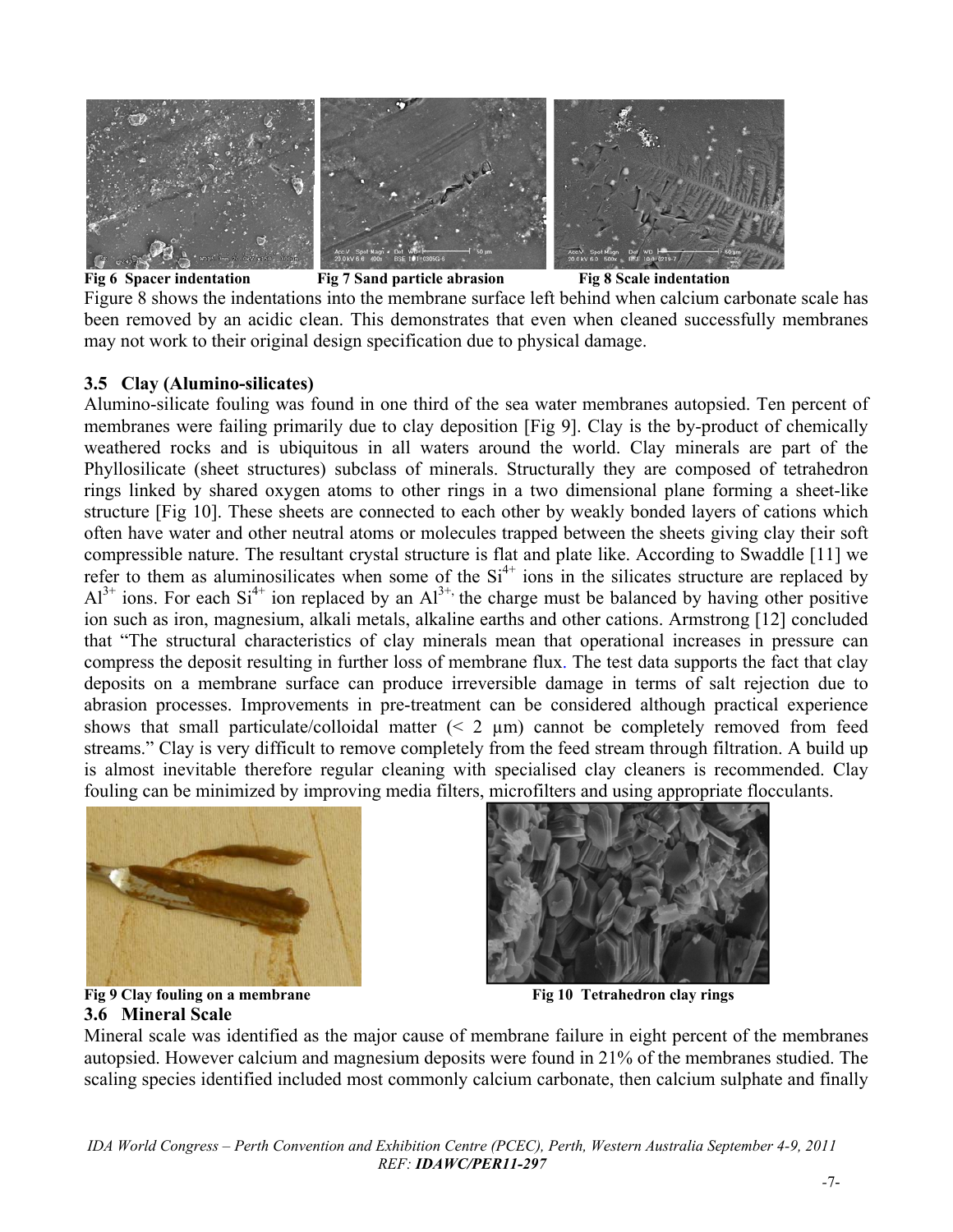Fig 6 Spacer indentation Fig 7 Sand particle abrasion Fig 8 Scale indentation

Figure 8 shows the indentations into the membrane surface left behind when calcium carbonate scale has been removed by an acidic clean. This demonstrates that even when cleaned successfully membranes may not work to their original design specification due to physical damage.

### 3.5 Clay (Alumino-silicates)

Alumino-silicate fouling was found in one third of the sea water membranes autopsied. Ten percent of membranes were failing primarily due to clay deposition [Fig 9]. Clay is the by-product of chemically weathered rocks and is ubiquitous in all waters around the world. Clay minerals are part of the Phyllosilicate (sheet structures) subclass of minerals. Structurally they are composed of tetrahedron rings linked by shared oxygen atoms to other rings in a two dimensional plane forming a sheet-like structure [Fig 10]. These sheets are connected to each other by weakly bonded layers of cations which often have water and other neutral atoms or molecules trapped between the sheets giving clay their soft compressible nature. The resultant crystal structure is flat and plate like. According to Swaddle [11] we refer to them as aluminosilicates when some of the $Si^{4+}$ ions in the silicates structure are replaced by $Al^{3+}$ ions. For each $Si^{4+}$ ion replaced by an $Al^{3+,}$ the charge must be balanced by having other positive ion such as iron, magnesium, alkali metals, alkaline earths and other cations. Armstrong [12] concluded that "The structural characteristics of clay minerals mean that operational increases in pressure can compress the deposit resulting in further loss of membrane flux. The test data supports the fact that clay deposits on a membrane surface can produce irreversible damage in terms of salt rejection due to abrasion processes. Improvements in pre-treatment can be considered although practical experience shows that small particulate/colloidal matter (< 2 µm) cannot be completely removed from feed streams." Clay is very difficult to remove completely from the feed stream through filtration. A build up is almost inevitable therefore regular cleaning with specialised clay cleaners is recommended. Clay fouling can be minimized by improving media filters, microfilters and using appropriate flocculants.

Fig 9 Clay fouling on a membrane

Fig 10 Tetrahedron clay rings

### 3.6 Mineral Scale

Mineral scale was identified as the major cause of membrane failure in eight percent of the membranes autopsied. However calcium and magnesium deposits were found in 21% of the membranes studied. The scaling species identified included most commonly calcium carbonate, then calcium sulphate and finally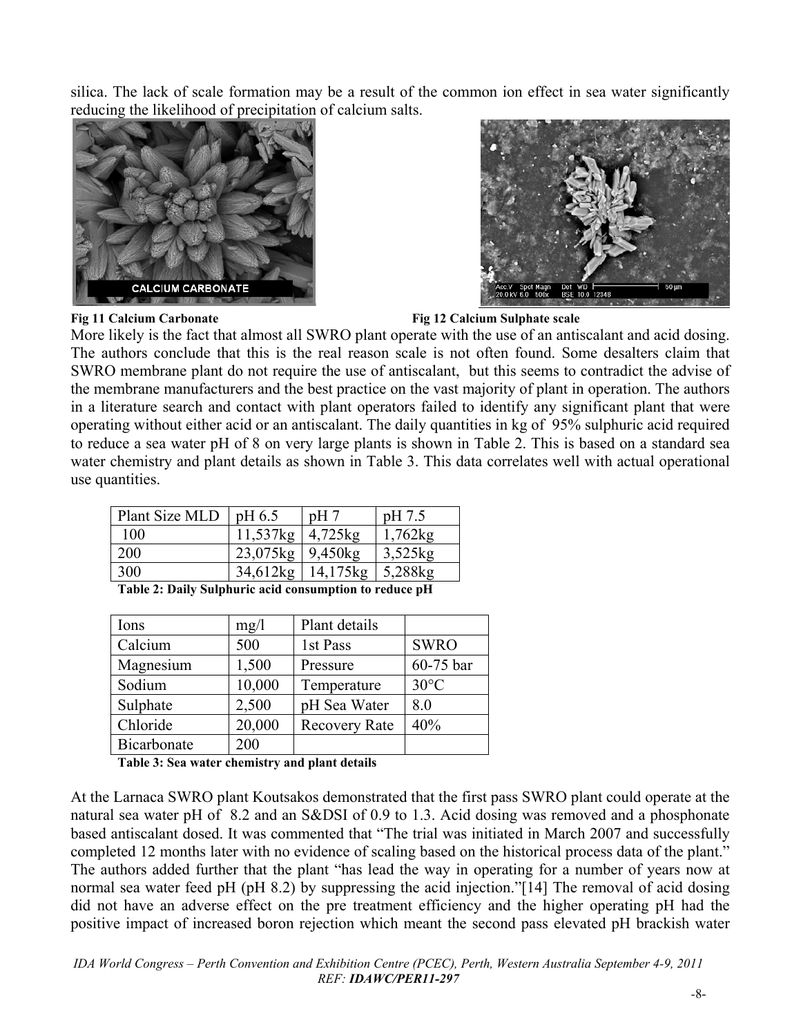silica. The lack of scale formation may be a result of the common ion effect in sea water significantly reducing the likelihood of precipitation of calcium salts.

**Fig 11 Calcium Carbonate** **Fig 12 Calcium Sulphate scale**

More likely is the fact that almost all SWRO plant operate with the use of an antiscalant and acid dosing. The authors conclude that this is the real reason scale is not often found. Some desalters claim that SWRO membrane plant do not require the use of antiscalant, but this seems to contradict the advise of the membrane manufacturers and the best practice on the vast majority of plant in operation. The authors in a literature search and contact with plant operators failed to identify any significant plant that were operating without either acid or an antiscalant. The daily quantities in kg of 95% sulphuric acid required to reduce a sea water pH of 8 on very large plants is shown in Table 2. This is based on a standard sea water chemistry and plant details as shown in Table 3. This data correlates well with actual operational use quantities.

| Plant Size MLD | pH 6.5 | pH 7 | pH 7.5 |
|---|---|---|---|
| 100 | 11,537kg | 4,725kg | 1,762kg |
| 200 | 23,075kg | 9,450kg | 3,525kg |
| 300 | 34,612kg | 14,175kg | 5,288kg |

**Table 2: Daily Sulphuric acid consumption to reduce pH**

| Ions | mg/l | Plant details | |
|---|---|---|---|
| Calcium | 500 | 1st Pass | SWRO |
| Magnesium | 1,500 | Pressure | 60-75 bar |
| Sodium | 10,000 | Temperature | 30°C |
| Sulphate | 2,500 | pH Sea Water | 8.0 |
| Chloride | 20,000 | Recovery Rate | 40% |
| Bicarbonate | 200 | | |

**Table 3: Sea water chemistry and plant details**

At the Larnaca SWRO plant Koutsakos demonstrated that the first pass SWRO plant could operate at the natural sea water pH of 8.2 and an S&DSI of 0.9 to 1.3. Acid dosing was removed and a phosphonate based antiscalant dosed. It was commented that "The trial was initiated in March 2007 and successfully completed 12 months later with no evidence of scaling based on the historical process data of the plant." The authors added further that the plant "has lead the way in operating for a number of years now at normal sea water feed pH (pH 8.2) by suppressing the acid injection."[14] The removal of acid dosing did not have an adverse effect on the pre treatment efficiency and the higher operating pH had the positive impact of increased boron rejection which meant the second pass elevated pH brackish water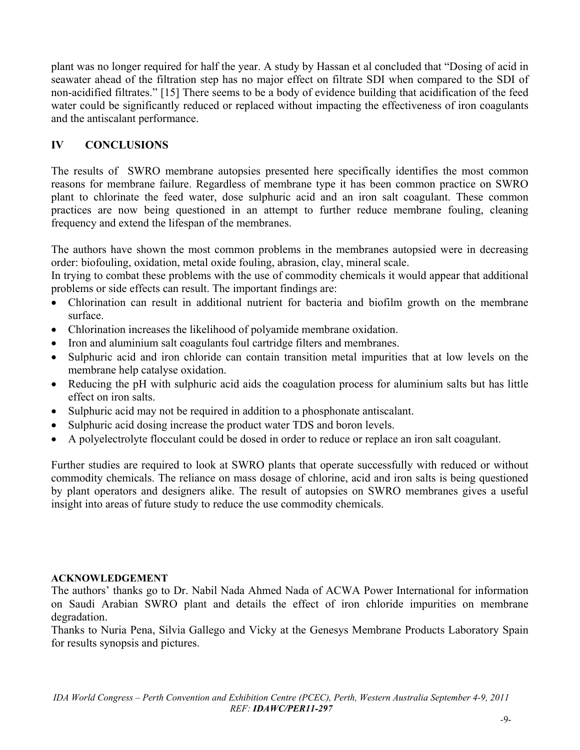plant was no longer required for half the year. A study by Hassan et al concluded that "Dosing of acid in seawater ahead of the filtration step has no major effect on filtrate SDI when compared to the SDI of non-acidified filtrates." [15] There seems to be a body of evidence building that acidification of the feed water could be significantly reduced or replaced without impacting the effectiveness of iron coagulants and the antiscalant performance.

## IV CONCLUSIONS

The results of SWRO membrane autopsies presented here specifically identifies the most common reasons for membrane failure. Regardless of membrane type it has been common practice on SWRO plant to chlorinate the feed water, dose sulphuric acid and an iron salt coagulant. These common practices are now being questioned in an attempt to further reduce membrane fouling, cleaning frequency and extend the lifespan of the membranes.

The authors have shown the most common problems in the membranes autopsied were in decreasing order: biofouling, oxidation, metal oxide fouling, abrasion, clay, mineral scale.
In trying to combat these problems with the use of commodity chemicals it would appear that additional problems or side effects can result. The important findings are:

- Chlorination can result in additional nutrient for bacteria and biofilm growth on the membrane surface.
- Chlorination increases the likelihood of polyamide membrane oxidation.
- Iron and aluminium salt coagulants foul cartridge filters and membranes.
- Sulphuric acid and iron chloride can contain transition metal impurities that at low levels on the membrane help catalyse oxidation.
- Reducing the pH with sulphuric acid aids the coagulation process for aluminium salts but has little effect on iron salts.
- Sulphuric acid may not be required in addition to a phosphonate antiscalant.
- Sulphuric acid dosing increase the product water TDS and boron levels.
- A polyelectrolyte flocculant could be dosed in order to reduce or replace an iron salt coagulant.

Further studies are required to look at SWRO plants that operate successfully with reduced or without commodity chemicals. The reliance on mass dosage of chlorine, acid and iron salts is being questioned by plant operators and designers alike. The result of autopsies on SWRO membranes gives a useful insight into areas of future study to reduce the use commodity chemicals.

**ACKNOWLEDGEMENT**

The authors' thanks go to Dr. Nabil Nada Ahmed Nada of ACWA Power International for information on Saudi Arabian SWRO plant and details the effect of iron chloride impurities on membrane degradation.
Thanks to Nuria Pena, Silvia Gallego and Vicky at the Genesys Membrane Products Laboratory Spain for results synopsis and pictures.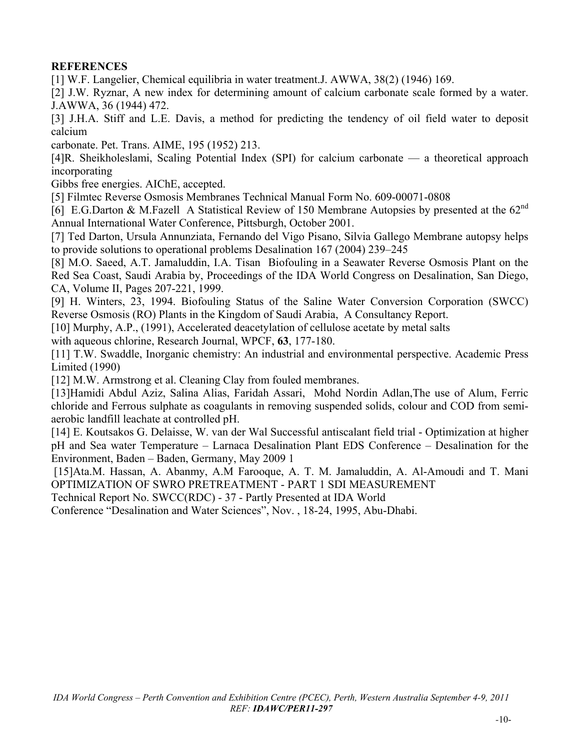**REFERENCES**

[1] W.F. Langelier, Chemical equilibria in water treatment.J. AWWA, 38(2) (1946) 169.

[2] J.W. Ryznar, A new index for determining amount of calcium carbonate scale formed by a water. J.AWWA, 36 (1944) 472.

[3] J.H.A. Stiff and L.E. Davis, a method for predicting the tendency of oil field water to deposit calcium
carbonate. Pet. Trans. AIME, 195 (1952) 213.

[4]R. Sheikholeslami, Scaling Potential Index (SPI) for calcium carbonate — a theoretical approach incorporating
Gibbs free energies. AIChE, accepted.

[5] Filmtec Reverse Osmosis Membranes Technical Manual Form No. 609-00071-0808

[6] E.G.Darton & M.Fazell A Statistical Review of 150 Membrane Autopsies by presented at the 62nd Annual International Water Conference, Pittsburgh, October 2001.

[7] Ted Darton, Ursula Annunziata, Fernando del Vigo Pisano, Silvia Gallego Membrane autopsy helps to provide solutions to operational problems Desalination 167 (2004) 239–245

[8] M.O. Saeed, A.T. Jamaluddin, I.A. Tisan Biofouling in a Seawater Reverse Osmosis Plant on the Red Sea Coast, Saudi Arabia by, Proceedings of the IDA World Congress on Desalination, San Diego, CA, Volume II, Pages 207-221, 1999.

[9] H. Winters, 23, 1994. Biofouling Status of the Saline Water Conversion Corporation (SWCC) Reverse Osmosis (RO) Plants in the Kingdom of Saudi Arabia, A Consultancy Report.

[10] Murphy, A.P., (1991), Accelerated deacetylation of cellulose acetate by metal salts
with aqueous chlorine, Research Journal, WPCF, **63**, 177-180.

[11] T.W. Swaddle, Inorganic chemistry: An industrial and environmental perspective. Academic Press Limited (1990)

[12] M.W. Armstrong et al. Cleaning Clay from fouled membranes.

[13]Hamidi Abdul Aziz, Salina Alias, Faridah Assari, Mohd Nordin Adlan,The use of Alum, Ferric chloride and Ferrous sulphate as coagulants in removing suspended solids, colour and COD from semi-aerobic landfill leachate at controlled pH.

[14] E. Koutsakos G. Delaisse, W. van der Wal Successful antiscalant field trial - Optimization at higher pH and Sea water Temperature – Larnaca Desalination Plant EDS Conference – Desalination for the Environment, Baden – Baden, Germany, May 2009 1

[15]Ata.M. Hassan, A. Abanmy, A.M Farooque, A. T. M. Jamaluddin, A. Al-Amoudi and T. Mani OPTIMIZATION OF SWRO PRETREATMENT - PART 1 SDI MEASUREMENT
Technical Report No. SWCC(RDC) - 37 - Partly Presented at IDA World
Conference "Desalination and Water Sciences", Nov. , 18-24, 1995, Abu-Dhabi.